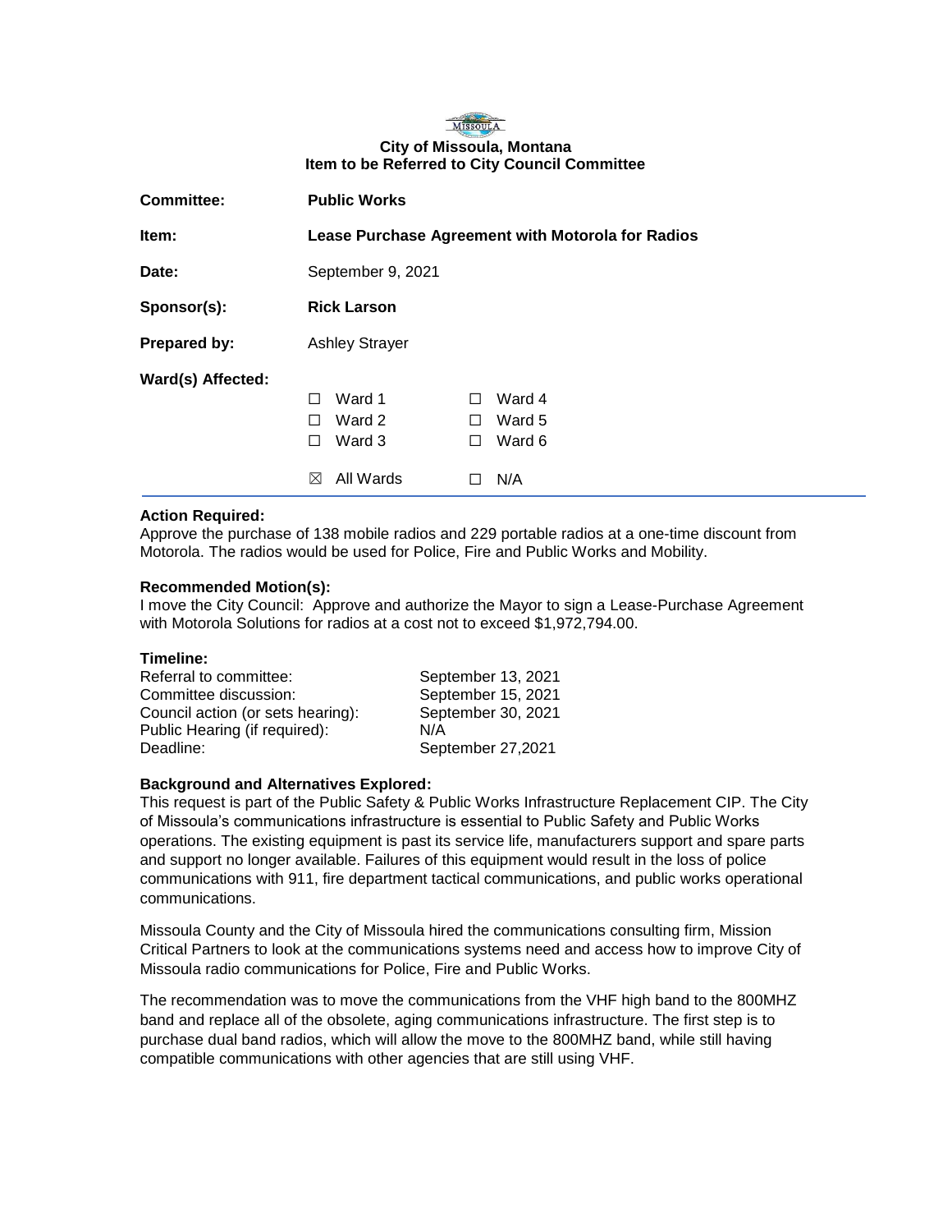**City of Missoula, Montana**
**Item to be Referred to City Council Committee**

| | |
|---|---|
| **Committee:** | **Public Works** |
| **Item:** | **Lease Purchase Agreement with Motorola for Radios** |
| **Date:** | September 9, 2021 |
| **Sponsor(s):** | **Rick Larson** |
| **Prepared by:** | Ashley Strayer |

**Ward(s) Affected:**

| | |
|---|---|
| ☐ Ward 1 | ☐ Ward 4 |
| ☐ Ward 2 | ☐ Ward 5 |
| ☐ Ward 3 | ☐ Ward 6 |
| ☒ All Wards | ☐ N/A |

**Action Required:**
Approve the purchase of 138 mobile radios and 229 portable radios at a one-time discount from Motorola. The radios would be used for Police, Fire and Public Works and Mobility.

**Recommended Motion(s):**
I move the City Council: Approve and authorize the Mayor to sign a Lease-Purchase Agreement with Motorola Solutions for radios at a cost not to exceed $1,972,794.00.

**Timeline:**

| | |
|---|---|
| Referral to committee: | September 13, 2021 |
| Committee discussion: | September 15, 2021 |
| Council action (or sets hearing): | September 30, 2021 |
| Public Hearing (if required): | N/A |
| Deadline: | September 27,2021 |

**Background and Alternatives Explored:**
This request is part of the Public Safety & Public Works Infrastructure Replacement CIP. The City of Missoula's communications infrastructure is essential to Public Safety and Public Works operations. The existing equipment is past its service life, manufacturers support and spare parts and support no longer available. Failures of this equipment would result in the loss of police communications with 911, fire department tactical communications, and public works operational communications.

Missoula County and the City of Missoula hired the communications consulting firm, Mission Critical Partners to look at the communications systems need and access how to improve City of Missoula radio communications for Police, Fire and Public Works.

The recommendation was to move the communications from the VHF high band to the 800MHZ band and replace all of the obsolete, aging communications infrastructure. The first step is to purchase dual band radios, which will allow the move to the 800MHZ band, while still having compatible communications with other agencies that are still using VHF.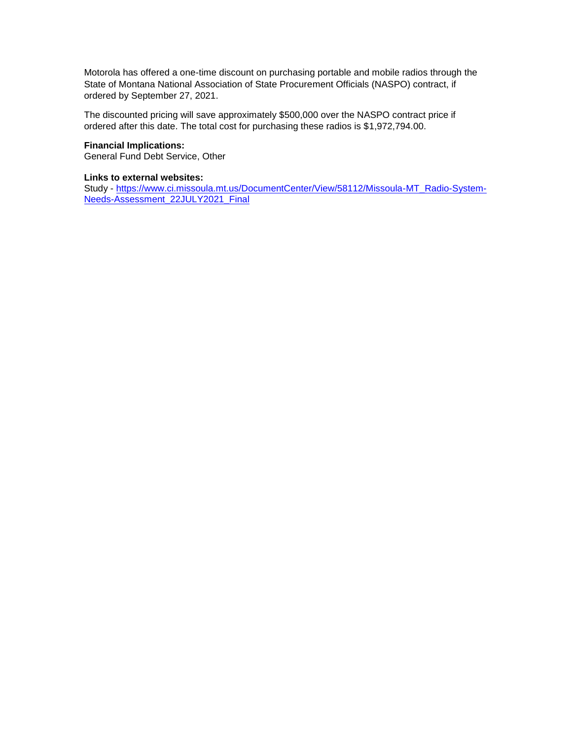Motorola has offered a one-time discount on purchasing portable and mobile radios through the State of Montana National Association of State Procurement Officials (NASPO) contract, if ordered by September 27, 2021.

The discounted pricing will save approximately $500,000 over the NASPO contract price if ordered after this date. The total cost for purchasing these radios is $1,972,794.00.

**Financial Implications:**
General Fund Debt Service, Other

**Links to external websites:**
Study - [https://www.ci.missoula.mt.us/DocumentCenter/View/58112/Missoula-MT_Radio-System-Needs-Assessment_22JULY2021_Final](https://www.ci.missoula.mt.us/DocumentCenter/View/58112/Missoula-MT_Radio-System-Needs-Assessment_22JULY2021_Final)